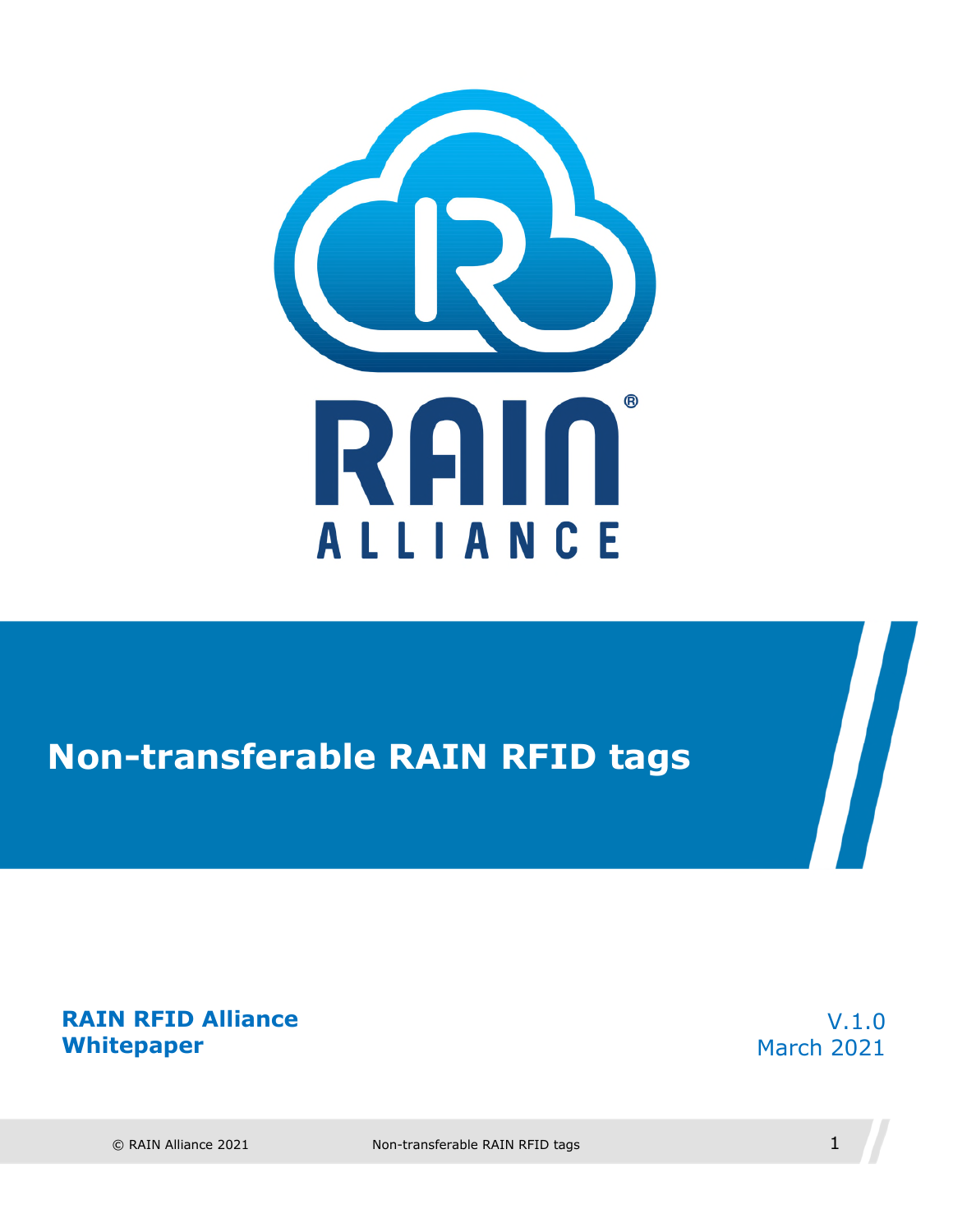# Non-transferable RAIN RFID tags

**RAIN RFID Alliance Whitepaper**

V.1.0
March 2021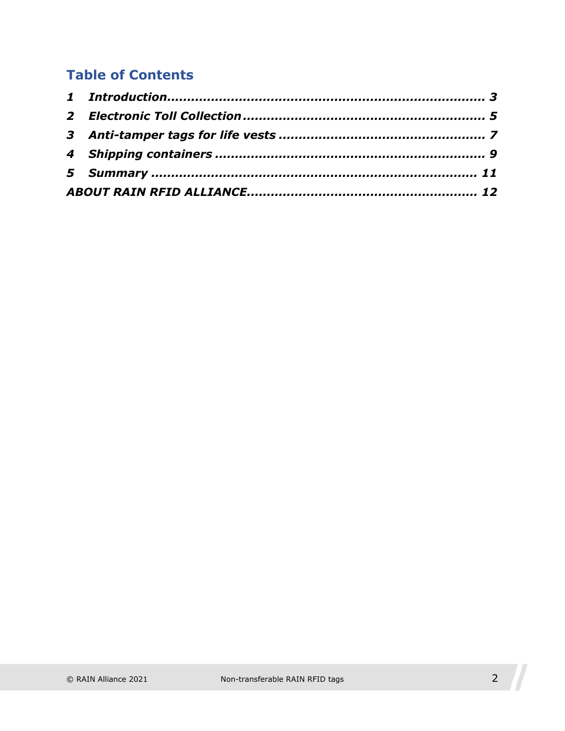## Table of Contents

*1 Introduction ........................................................................ 3*

*2 Electronic Toll Collection ..................................................... 5*

*3 Anti-tamper tags for life vests .............................................. 7*

*4 Shipping containers ............................................................. 9*

*5 Summary ........................................................................... 11*

*ABOUT RAIN RFID ALLIANCE ................................................... 12*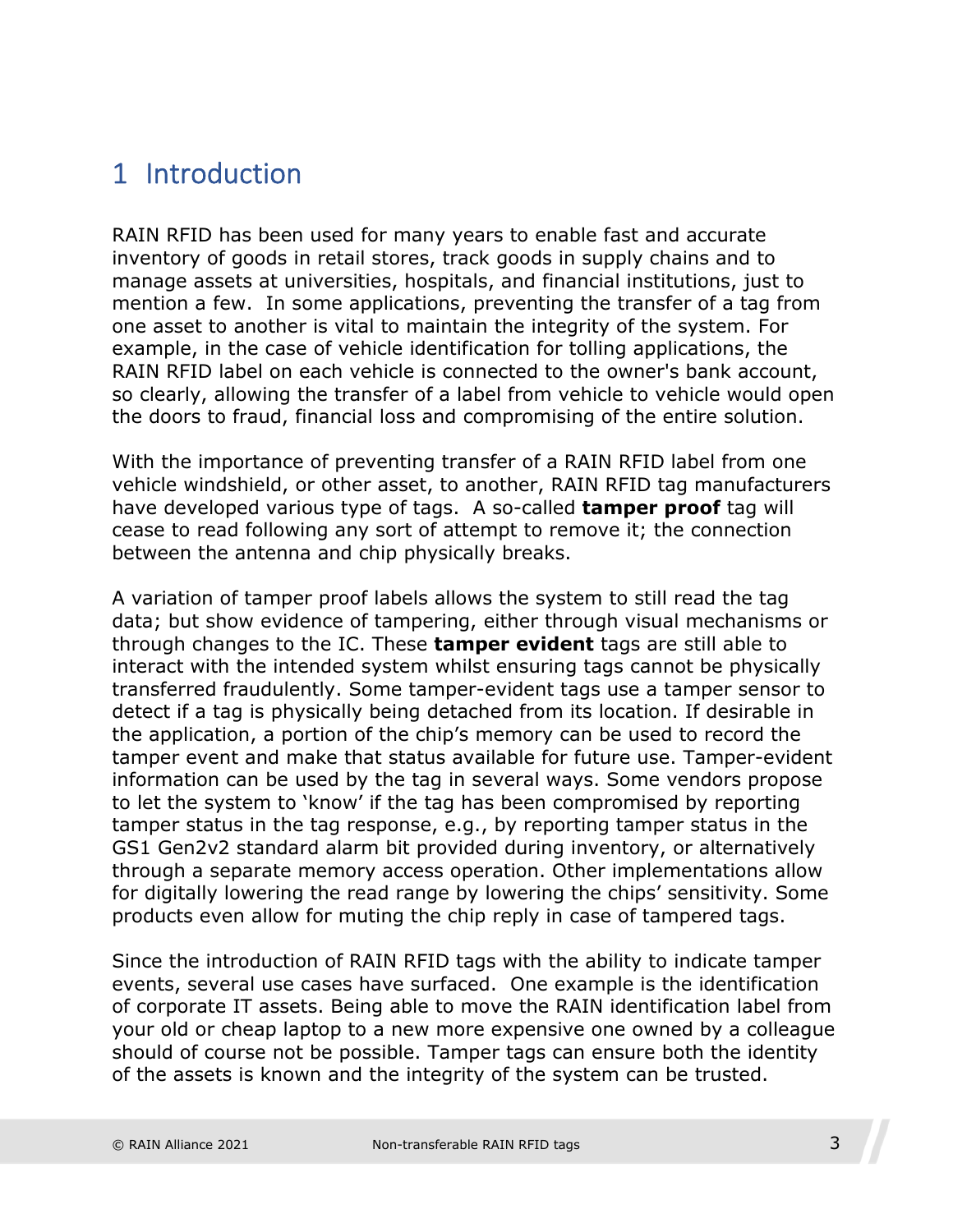# 1 Introduction

RAIN RFID has been used for many years to enable fast and accurate inventory of goods in retail stores, track goods in supply chains and to manage assets at universities, hospitals, and financial institutions, just to mention a few.  In some applications, preventing the transfer of a tag from one asset to another is vital to maintain the integrity of the system. For example, in the case of vehicle identification for tolling applications, the RAIN RFID label on each vehicle is connected to the owner's bank account, so clearly, allowing the transfer of a label from vehicle to vehicle would open the doors to fraud, financial loss and compromising of the entire solution.

With the importance of preventing transfer of a RAIN RFID label from one vehicle windshield, or other asset, to another, RAIN RFID tag manufacturers have developed various type of tags.  A so-called **tamper proof** tag will cease to read following any sort of attempt to remove it; the connection between the antenna and chip physically breaks.

A variation of tamper proof labels allows the system to still read the tag data; but show evidence of tampering, either through visual mechanisms or through changes to the IC. These **tamper evident** tags are still able to interact with the intended system whilst ensuring tags cannot be physically transferred fraudulently. Some tamper-evident tags use a tamper sensor to detect if a tag is physically being detached from its location. If desirable in the application, a portion of the chip's memory can be used to record the tamper event and make that status available for future use. Tamper-evident information can be used by the tag in several ways. Some vendors propose to let the system to 'know' if the tag has been compromised by reporting tamper status in the tag response, e.g., by reporting tamper status in the GS1 Gen2v2 standard alarm bit provided during inventory, or alternatively through a separate memory access operation. Other implementations allow for digitally lowering the read range by lowering the chips' sensitivity. Some products even allow for muting the chip reply in case of tampered tags.

Since the introduction of RAIN RFID tags with the ability to indicate tamper events, several use cases have surfaced.  One example is the identification of corporate IT assets. Being able to move the RAIN identification label from your old or cheap laptop to a new more expensive one owned by a colleague should of course not be possible. Tamper tags can ensure both the identity of the assets is known and the integrity of the system can be trusted.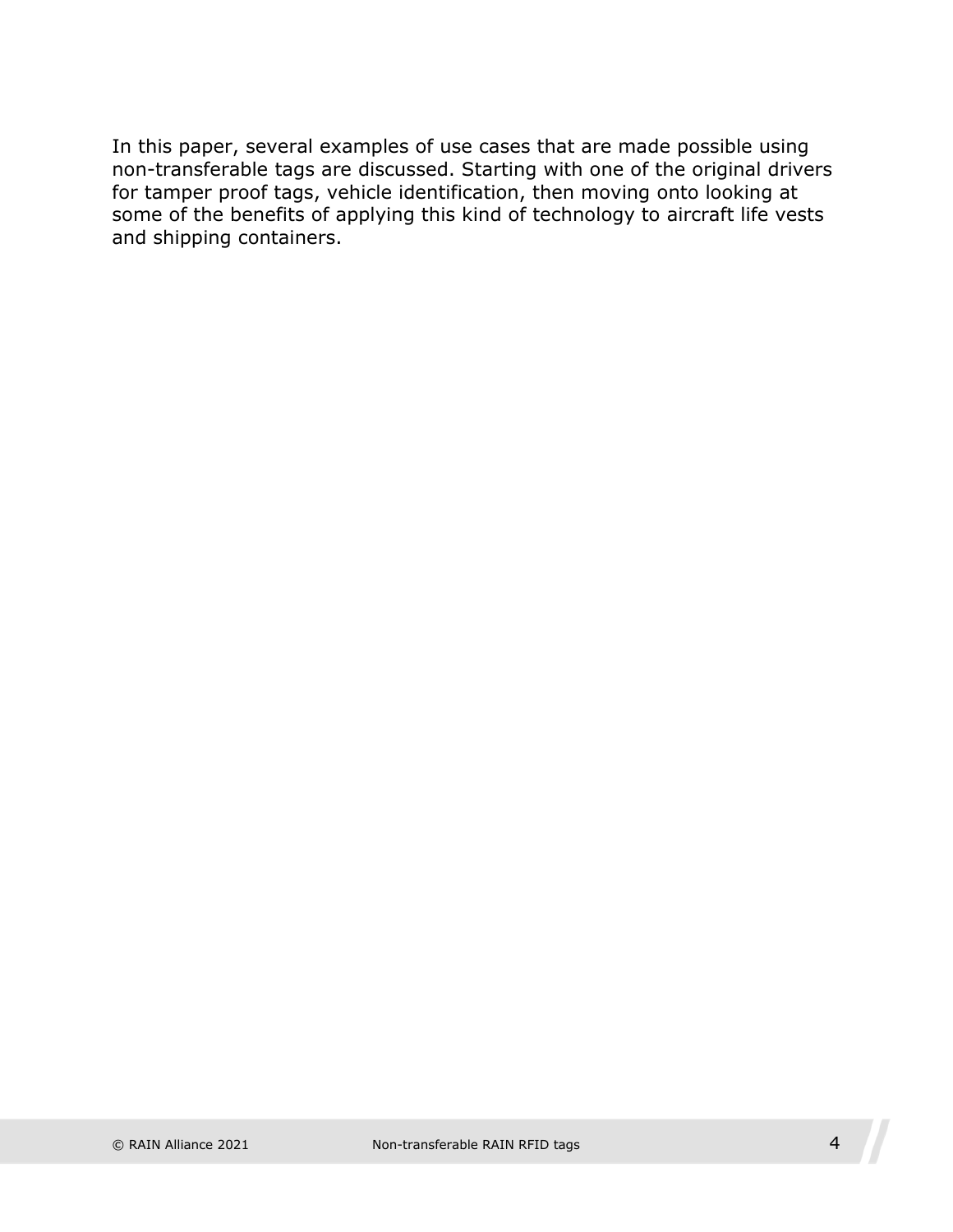In this paper, several examples of use cases that are made possible using non-transferable tags are discussed. Starting with one of the original drivers for tamper proof tags, vehicle identification, then moving onto looking at some of the benefits of applying this kind of technology to aircraft life vests and shipping containers.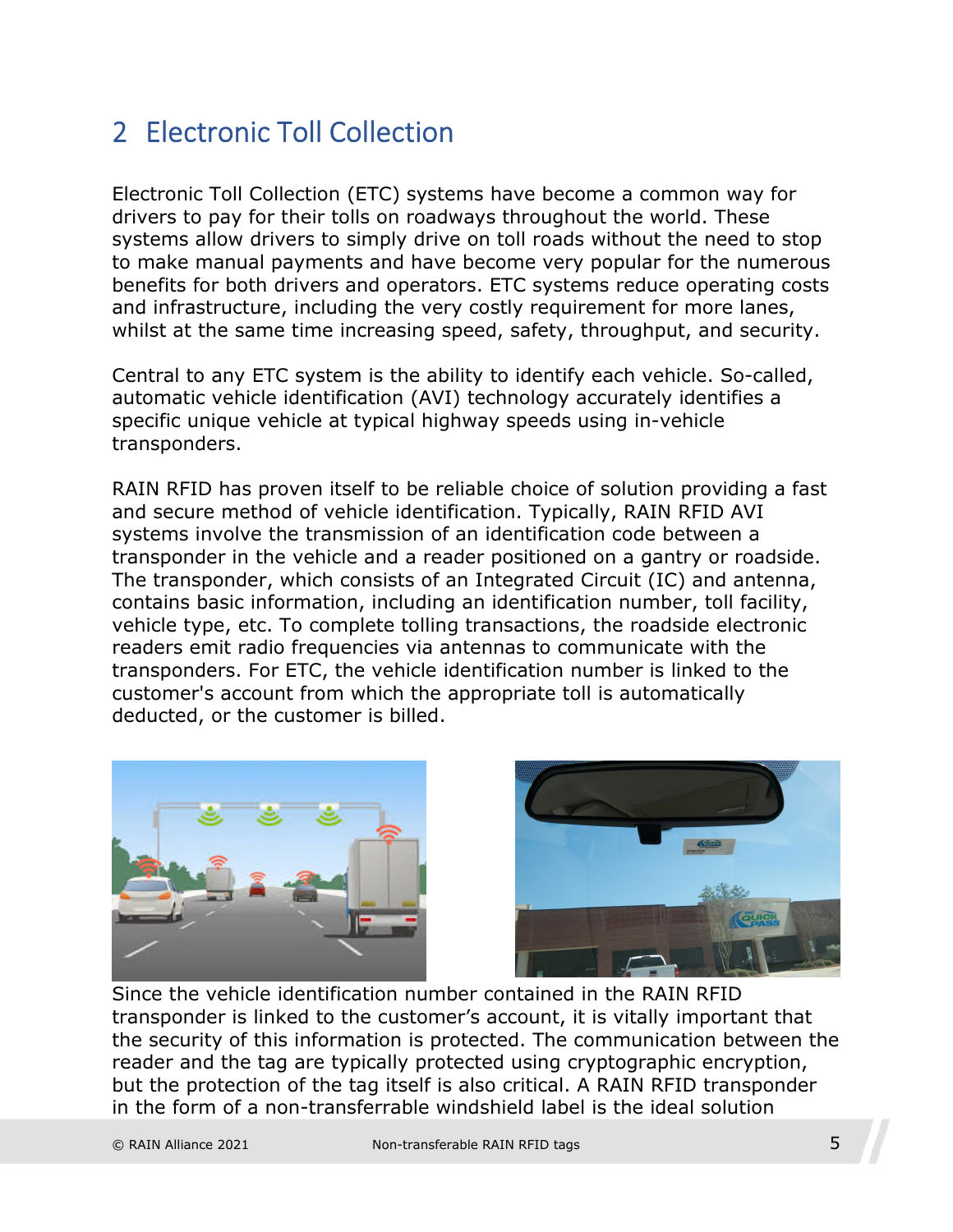## 2 Electronic Toll Collection

Electronic Toll Collection (ETC) systems have become a common way for drivers to pay for their tolls on roadways throughout the world. These systems allow drivers to simply drive on toll roads without the need to stop to make manual payments and have become very popular for the numerous benefits for both drivers and operators. ETC systems reduce operating costs and infrastructure, including the very costly requirement for more lanes, whilst at the same time increasing speed, safety, throughput, and security.

Central to any ETC system is the ability to identify each vehicle. So-called, automatic vehicle identification (AVI) technology accurately identifies a specific unique vehicle at typical highway speeds using in-vehicle transponders.

RAIN RFID has proven itself to be reliable choice of solution providing a fast and secure method of vehicle identification. Typically, RAIN RFID AVI systems involve the transmission of an identification code between a transponder in the vehicle and a reader positioned on a gantry or roadside. The transponder, which consists of an Integrated Circuit (IC) and antenna, contains basic information, including an identification number, toll facility, vehicle type, etc. To complete tolling transactions, the roadside electronic readers emit radio frequencies via antennas to communicate with the transponders. For ETC, the vehicle identification number is linked to the customer's account from which the appropriate toll is automatically deducted, or the customer is billed.

Since the vehicle identification number contained in the RAIN RFID transponder is linked to the customer's account, it is vitally important that the security of this information is protected. The communication between the reader and the tag are typically protected using cryptographic encryption, but the protection of the tag itself is also critical. A RAIN RFID transponder in the form of a non-transferrable windshield label is the ideal solution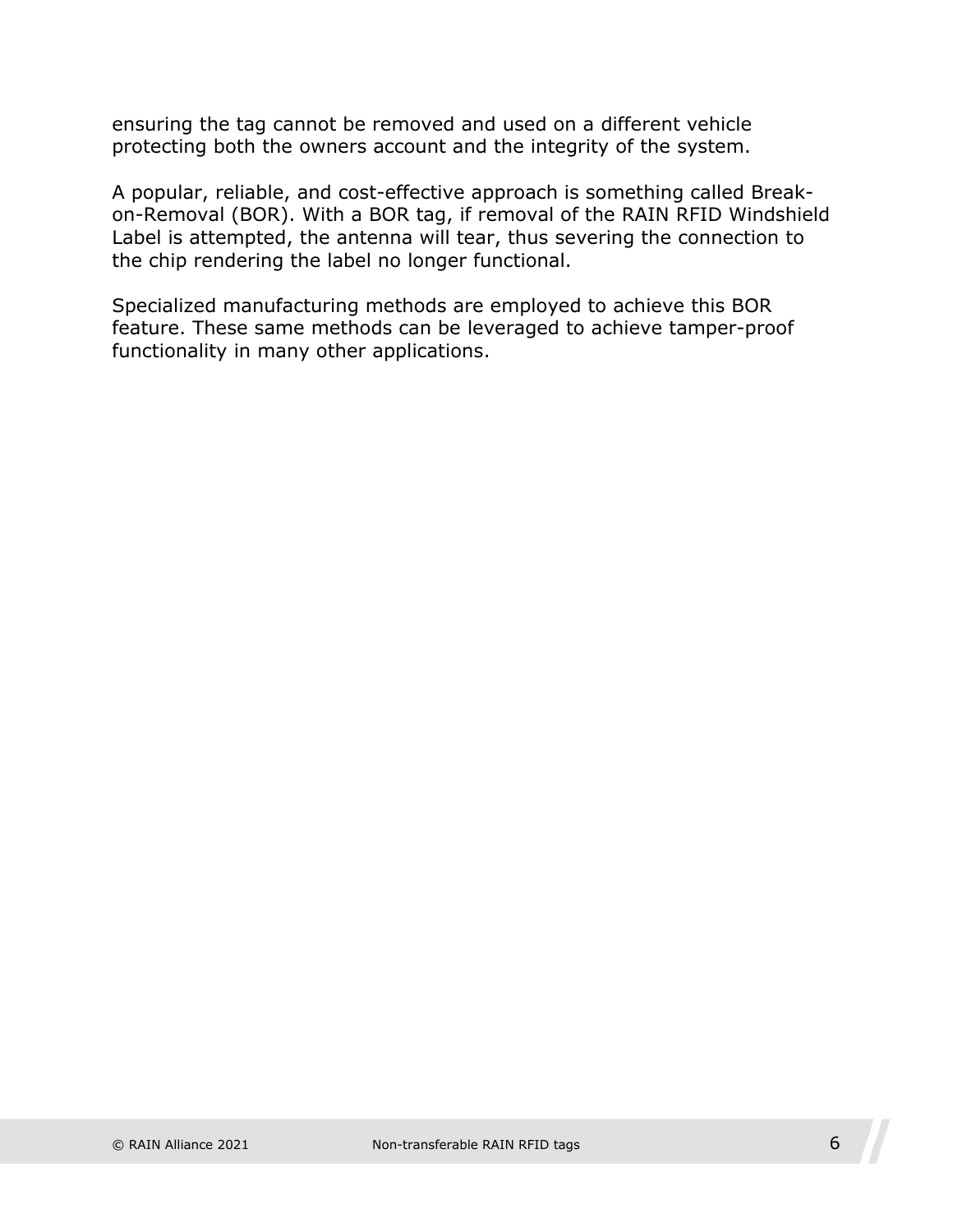ensuring the tag cannot be removed and used on a different vehicle protecting both the owners account and the integrity of the system.

A popular, reliable, and cost-effective approach is something called Break-on-Removal (BOR). With a BOR tag, if removal of the RAIN RFID Windshield Label is attempted, the antenna will tear, thus severing the connection to the chip rendering the label no longer functional.

Specialized manufacturing methods are employed to achieve this BOR feature. These same methods can be leveraged to achieve tamper-proof functionality in many other applications.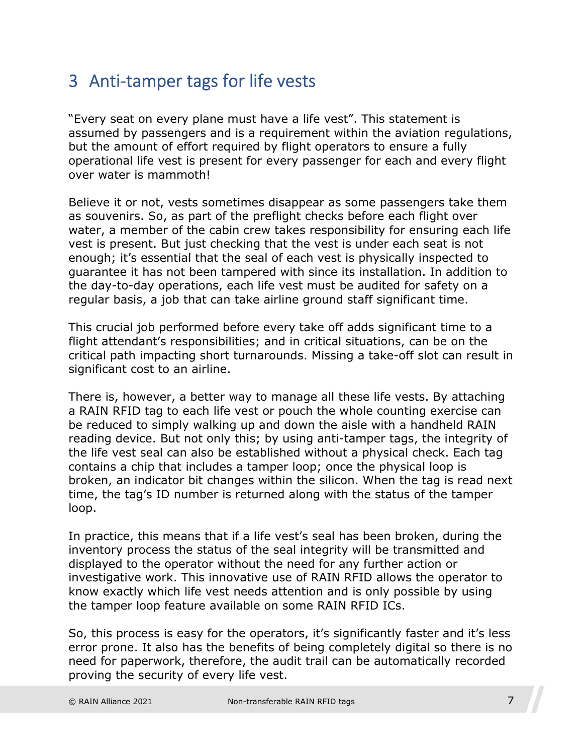# 3 Anti-tamper tags for life vests

"Every seat on every plane must have a life vest". This statement is assumed by passengers and is a requirement within the aviation regulations, but the amount of effort required by flight operators to ensure a fully operational life vest is present for every passenger for each and every flight over water is mammoth!

Believe it or not, vests sometimes disappear as some passengers take them as souvenirs. So, as part of the preflight checks before each flight over water, a member of the cabin crew takes responsibility for ensuring each life vest is present. But just checking that the vest is under each seat is not enough; it's essential that the seal of each vest is physically inspected to guarantee it has not been tampered with since its installation. In addition to the day-to-day operations, each life vest must be audited for safety on a regular basis, a job that can take airline ground staff significant time.

This crucial job performed before every take off adds significant time to a flight attendant's responsibilities; and in critical situations, can be on the critical path impacting short turnarounds. Missing a take-off slot can result in significant cost to an airline.

There is, however, a better way to manage all these life vests. By attaching a RAIN RFID tag to each life vest or pouch the whole counting exercise can be reduced to simply walking up and down the aisle with a handheld RAIN reading device. But not only this; by using anti-tamper tags, the integrity of the life vest seal can also be established without a physical check. Each tag contains a chip that includes a tamper loop; once the physical loop is broken, an indicator bit changes within the silicon. When the tag is read next time, the tag's ID number is returned along with the status of the tamper loop.

In practice, this means that if a life vest's seal has been broken, during the inventory process the status of the seal integrity will be transmitted and displayed to the operator without the need for any further action or investigative work. This innovative use of RAIN RFID allows the operator to know exactly which life vest needs attention and is only possible by using the tamper loop feature available on some RAIN RFID ICs.

So, this process is easy for the operators, it's significantly faster and it's less error prone. It also has the benefits of being completely digital so there is no need for paperwork, therefore, the audit trail can be automatically recorded proving the security of every life vest.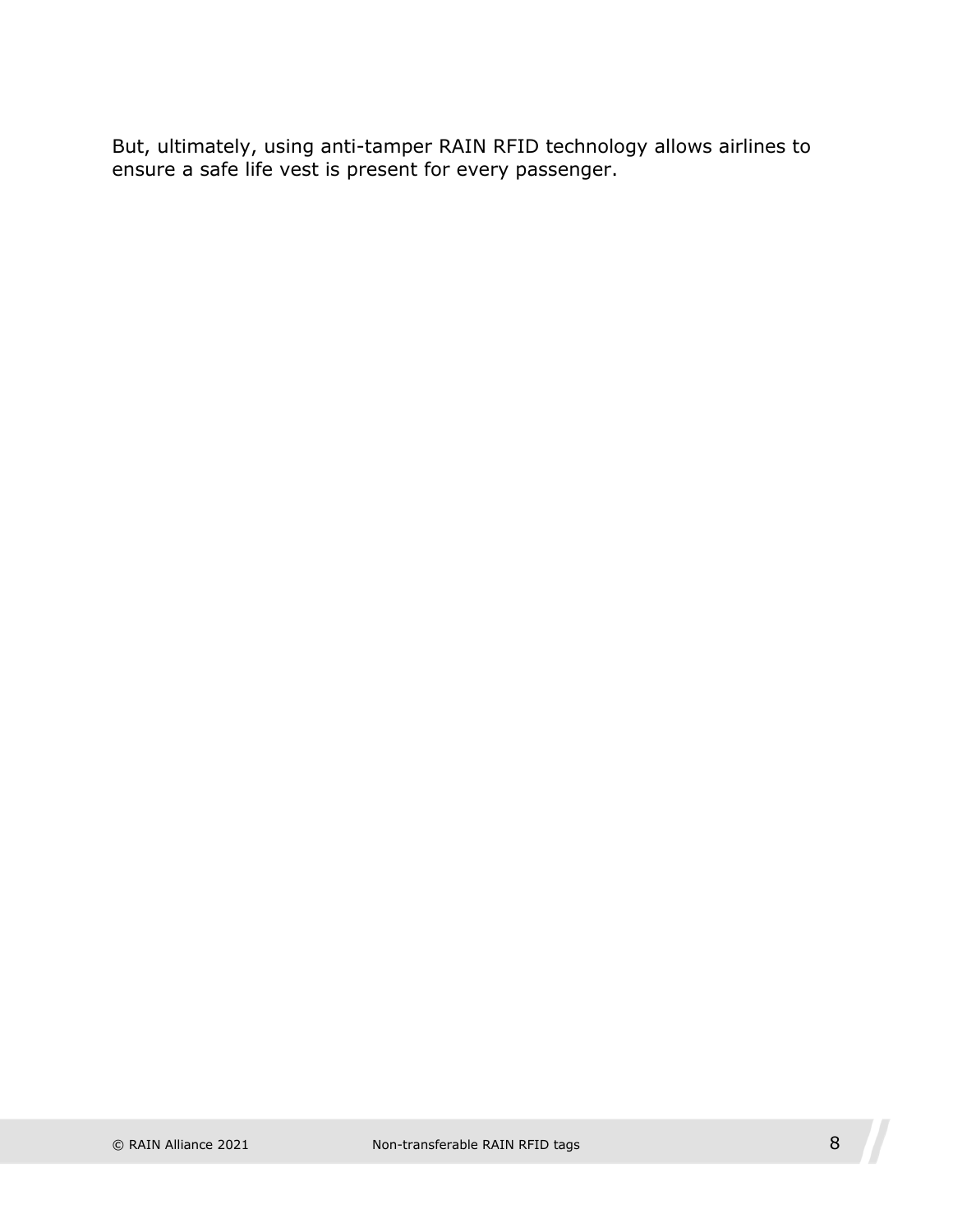But, ultimately, using anti-tamper RAIN RFID technology allows airlines to ensure a safe life vest is present for every passenger.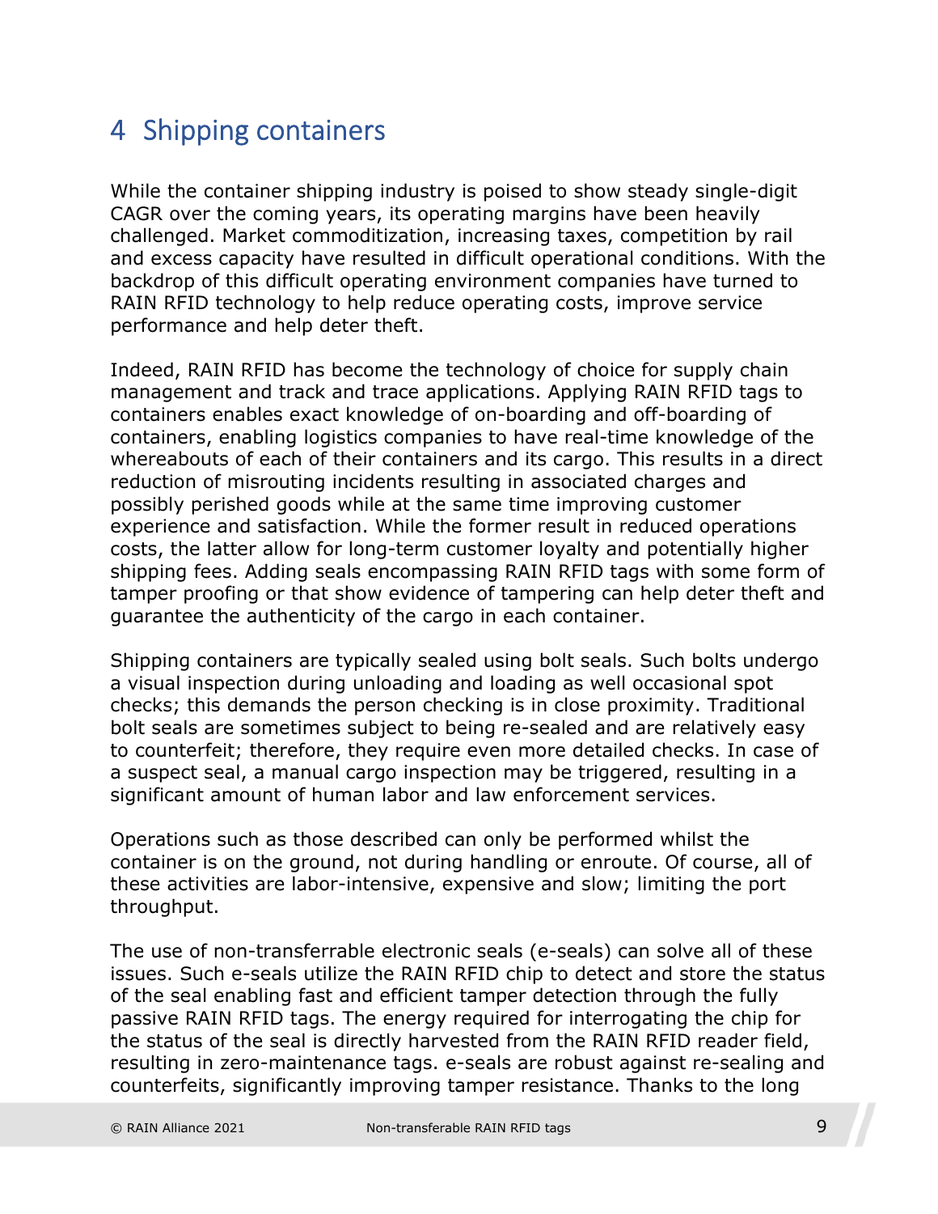# 4 Shipping containers

While the container shipping industry is poised to show steady single-digit CAGR over the coming years, its operating margins have been heavily challenged. Market commoditization, increasing taxes, competition by rail and excess capacity have resulted in difficult operational conditions. With the backdrop of this difficult operating environment companies have turned to RAIN RFID technology to help reduce operating costs, improve service performance and help deter theft.

Indeed, RAIN RFID has become the technology of choice for supply chain management and track and trace applications. Applying RAIN RFID tags to containers enables exact knowledge of on-boarding and off-boarding of containers, enabling logistics companies to have real-time knowledge of the whereabouts of each of their containers and its cargo. This results in a direct reduction of misrouting incidents resulting in associated charges and possibly perished goods while at the same time improving customer experience and satisfaction. While the former result in reduced operations costs, the latter allow for long-term customer loyalty and potentially higher shipping fees. Adding seals encompassing RAIN RFID tags with some form of tamper proofing or that show evidence of tampering can help deter theft and guarantee the authenticity of the cargo in each container.

Shipping containers are typically sealed using bolt seals. Such bolts undergo a visual inspection during unloading and loading as well occasional spot checks; this demands the person checking is in close proximity. Traditional bolt seals are sometimes subject to being re-sealed and are relatively easy to counterfeit; therefore, they require even more detailed checks. In case of a suspect seal, a manual cargo inspection may be triggered, resulting in a significant amount of human labor and law enforcement services.

Operations such as those described can only be performed whilst the container is on the ground, not during handling or enroute. Of course, all of these activities are labor-intensive, expensive and slow; limiting the port throughput.

The use of non-transferrable electronic seals (e-seals) can solve all of these issues. Such e-seals utilize the RAIN RFID chip to detect and store the status of the seal enabling fast and efficient tamper detection through the fully passive RAIN RFID tags. The energy required for interrogating the chip for the status of the seal is directly harvested from the RAIN RFID reader field, resulting in zero-maintenance tags. e-seals are robust against re-sealing and counterfeits, significantly improving tamper resistance. Thanks to the long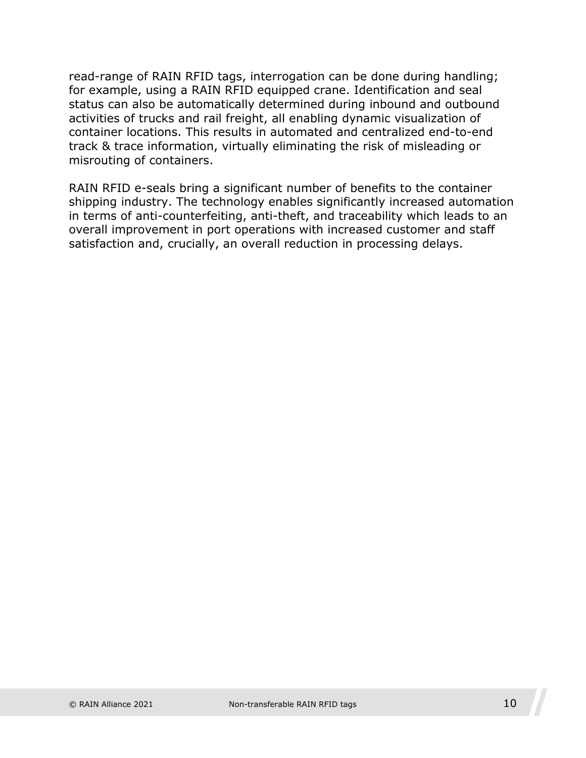read-range of RAIN RFID tags, interrogation can be done during handling; for example, using a RAIN RFID equipped crane. Identification and seal status can also be automatically determined during inbound and outbound activities of trucks and rail freight, all enabling dynamic visualization of container locations. This results in automated and centralized end-to-end track & trace information, virtually eliminating the risk of misleading or misrouting of containers.

RAIN RFID e-seals bring a significant number of benefits to the container shipping industry. The technology enables significantly increased automation in terms of anti-counterfeiting, anti-theft, and traceability which leads to an overall improvement in port operations with increased customer and staff satisfaction and, crucially, an overall reduction in processing delays.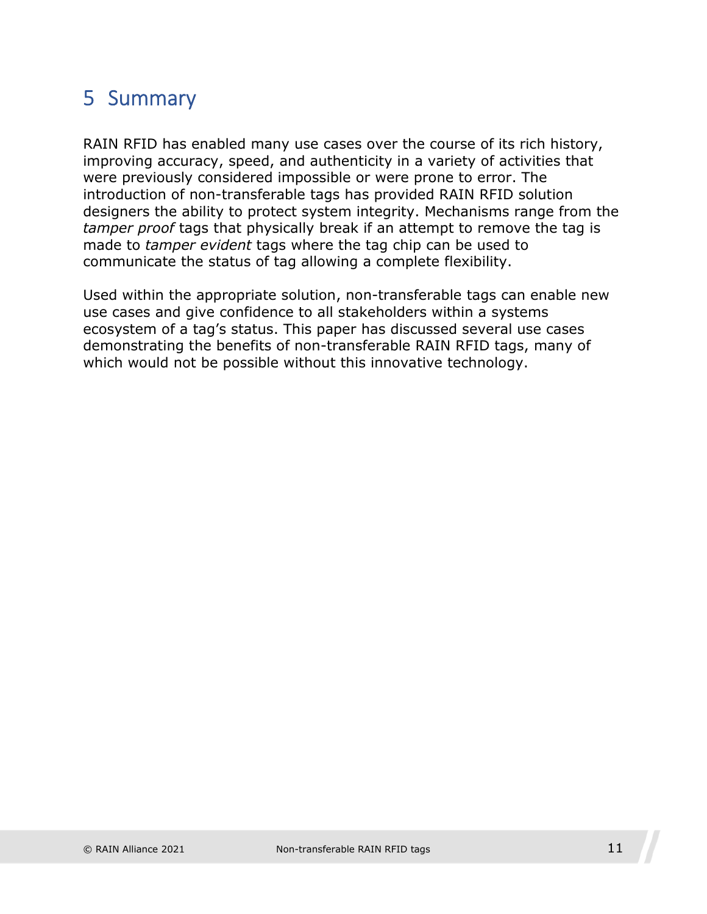## 5 Summary

RAIN RFID has enabled many use cases over the course of its rich history, improving accuracy, speed, and authenticity in a variety of activities that were previously considered impossible or were prone to error. The introduction of non-transferable tags has provided RAIN RFID solution designers the ability to protect system integrity. Mechanisms range from the *tamper proof* tags that physically break if an attempt to remove the tag is made to *tamper evident* tags where the tag chip can be used to communicate the status of tag allowing a complete flexibility.

Used within the appropriate solution, non-transferable tags can enable new use cases and give confidence to all stakeholders within a systems ecosystem of a tag's status. This paper has discussed several use cases demonstrating the benefits of non-transferable RAIN RFID tags, many of which would not be possible without this innovative technology.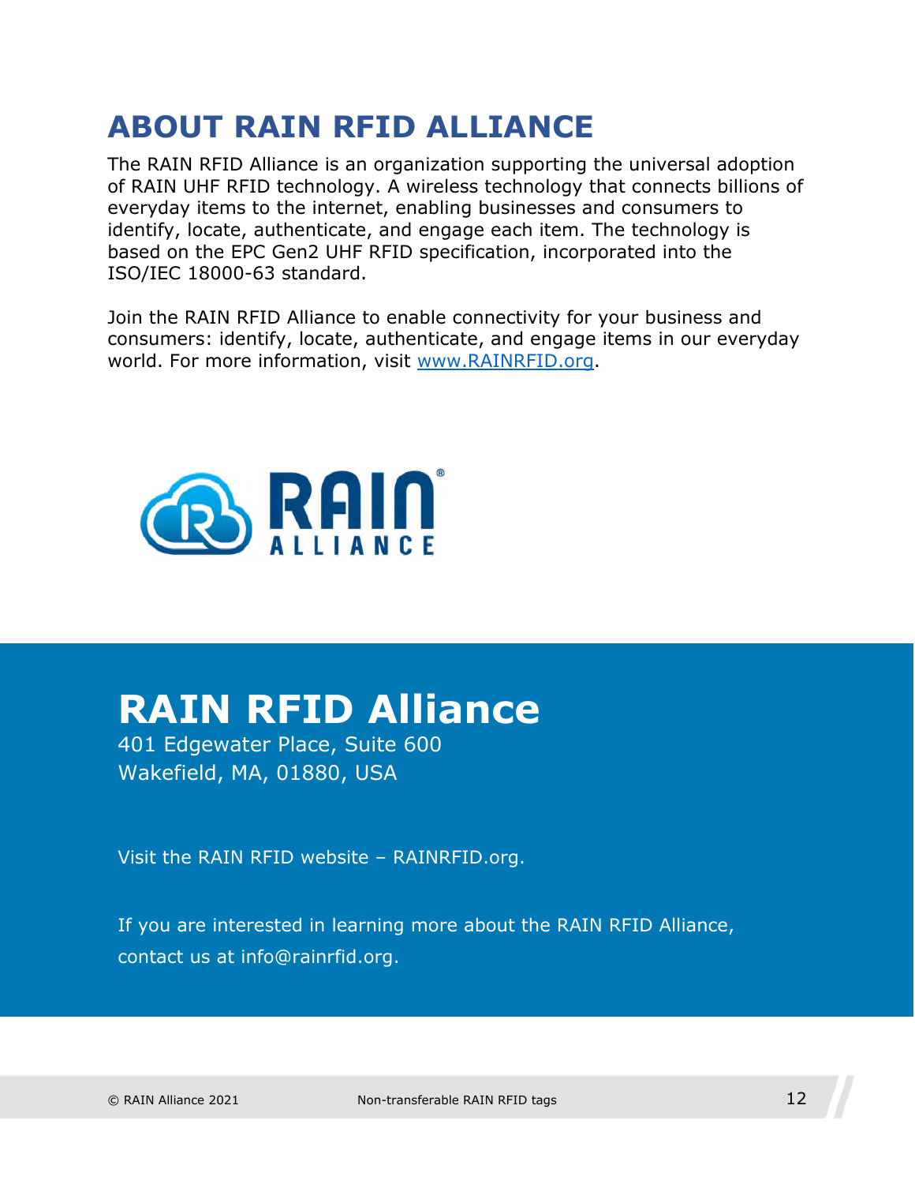# ABOUT RAIN RFID ALLIANCE

The RAIN RFID Alliance is an organization supporting the universal adoption of RAIN UHF RFID technology. A wireless technology that connects billions of everyday items to the internet, enabling businesses and consumers to identify, locate, authenticate, and engage each item. The technology is based on the EPC Gen2 UHF RFID specification, incorporated into the ISO/IEC 18000-63 standard.

Join the RAIN RFID Alliance to enable connectivity for your business and consumers: identify, locate, authenticate, and engage items in our everyday world. For more information, visit [www.RAINRFID.org](http://www.RAINRFID.org).

## RAIN RFID Alliance

401 Edgewater Place, Suite 600
Wakefield, MA, 01880, USA

Visit the RAIN RFID website – RAINRFID.org.

If you are interested in learning more about the RAIN RFID Alliance, contact us at info@rainrfid.org.